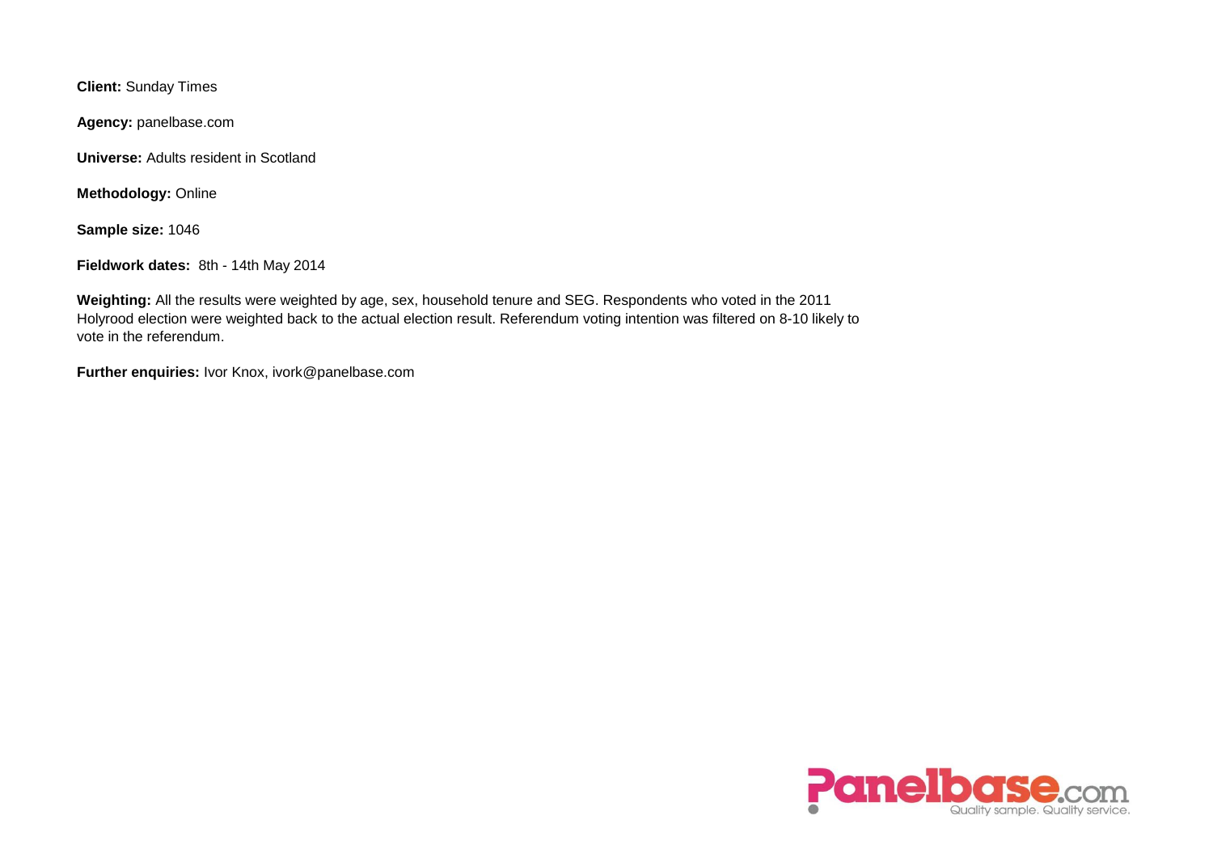**Client:** Sunday Times

**Agency:** panelbase.com

**Universe:** Adults resident in Scotland

**Methodology:** Online

**Sample size:** 1046

**Fieldwork dates:** 8th - 14th May 2014

**Weighting:** All the results were weighted by age, sex, household tenure and SEG. Respondents who voted in the 2011 Holyrood election were weighted back to the actual election result. Referendum voting intention was filtered on 8-10 likely to vote in the referendum.

**Further enquiries:** Ivor Knox, ivork@panelbase.com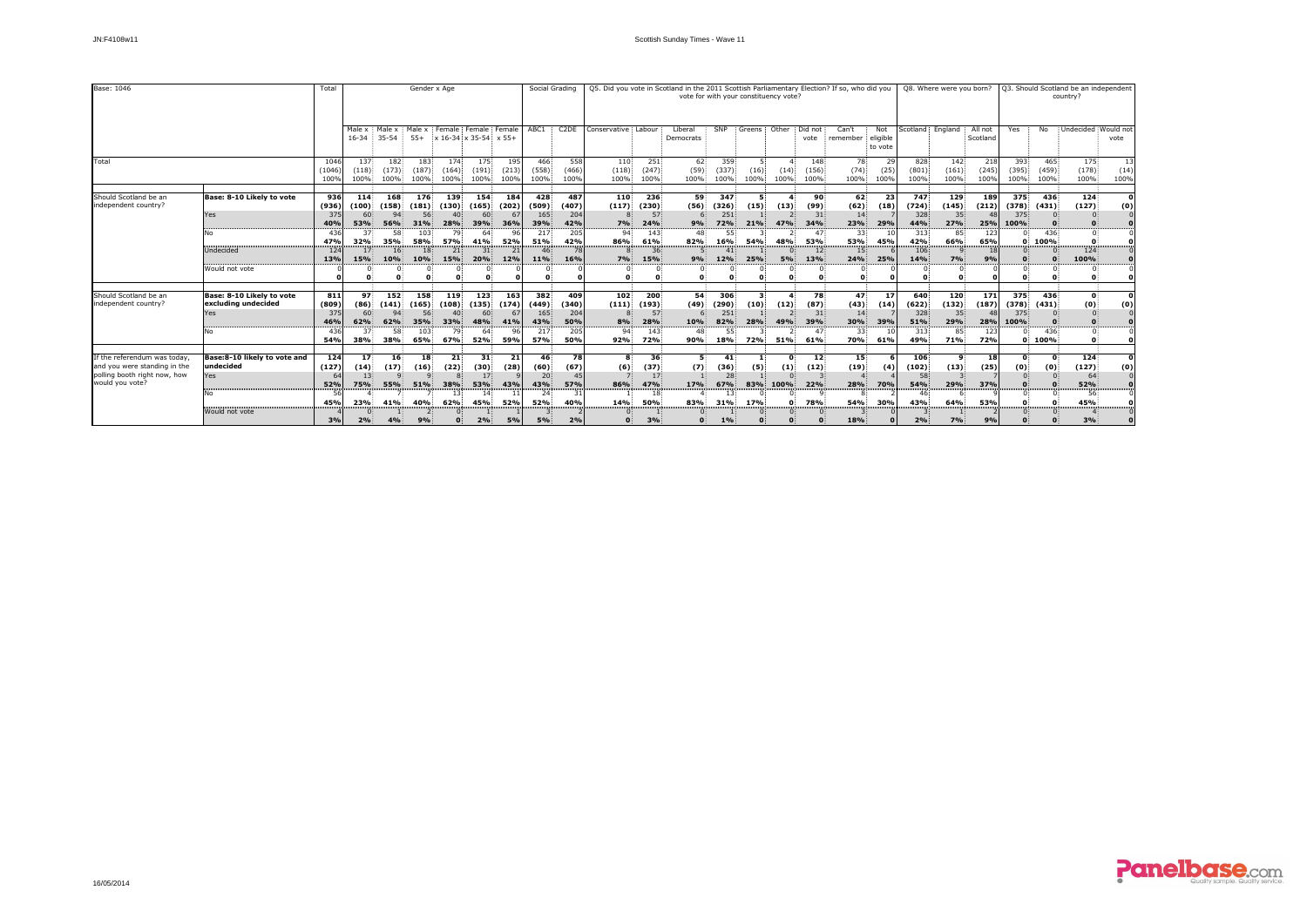Scottish Sunday Times - Wave 11

| Base: 1046 | | Total | Gender x Age | | | | | | Social Grading | | Q5. Did you vote in Scotland in the 2011 Scottish Parliamentary Election? If so, who did you vote for with your constituency vote? | | | | | | | | | Q8. Where were you born? | | | Q3. Should Scotland be an independent country? | | | |
|---|---|---|---|---|---|---|---|---|---|---|---|---|---|---|---|---|---|---|---|---|---|---|---|---|---|---|
| | | | Male x 16-34 | Male x 35-54 | Male x 55+ | Female x 16-34 | Female x 35-54 | Female x 55+ | ABC1 | C2DE | Conservative | Labour | Liberal Democrats | SNP | Greens | Other | Did not vote | Can't remember | Not eligible to vote | Scotland | England | All not Scotland | Yes | No | Undecided | Would not vote |
| Total | | 1046 (1046) 100% | 137 (118) 100% | 182 (173) 100% | 183 (187) 100% | 174 (164) 100% | 175 (191) 100% | 195 (213) 100% | 466 (558) 100% | 558 (466) 100% | 110 (118) 100% | 251 (247) 100% | 62 (59) 100% | 359 (337) 100% | 5 (16) 100% | 4 (14) 100% | 148 (156) 100% | 78 (74) 100% | 29 (25) 100% | 828 (801) 100% | 142 (161) 100% | 218 (245) 100% | 393 (395) 100% | 465 (459) 100% | 175 (178) 100% | 13 (14) 100% |
| Should Scotland be an independent country? | **Base: 8-10 Likely to vote** | **936 (936)** | **114 (100)** | **168 (158)** | **176 (181)** | **139 (130)** | **154 (165)** | **184 (202)** | **428 (509)** | **487 (407)** | **110 (117)** | **236 (230)** | **59 (56)** | **347 (326)** | **5 (15)** | **4 (13)** | **90 (99)** | **62 (62)** | **23 (18)** | **747 (724)** | **129 (145)** | **189 (212)** | **375 (378)** | **436 (431)** | **124 (127)** | **0 (0)** |
| | Yes | 375 **40%** | 60 **53%** | 94 **56%** | 56 **31%** | 40 **28%** | 60 **39%** | 67 **36%** | 165 **39%** | 204 **42%** | 8 **7%** | 57 **24%** | 6 **9%** | 251 **72%** | 1 **21%** | 2 **47%** | 31 **34%** | 14 **23%** | 7 **29%** | 328 **44%** | 35 **27%** | 48 **25%** | 375 **100%** | 0 **0** | 0 **0** | 0 **0** |
| | No | 436 **47%** | 37 **32%** | 58 **35%** | 103 **58%** | 79 **57%** | 64 **41%** | 96 **52%** | 217 **51%** | 205 **42%** | 94 **86%** | 143 **61%** | 48 **82%** | 55 **16%** | 3 **54%** | 2 **48%** | 47 **53%** | 33 **53%** | 10 **45%** | 313 **42%** | 85 **66%** | 123 **65%** | 0 **0** | 436 **100%** | 0 **0** | 0 **0** |
| | Undecided | 124 **13%** | 17 **15%** | 16 **10%** | 18 **10%** | 21 **15%** | 31 **20%** | 21 **12%** | 46 **11%** | 78 **16%** | 8 **7%** | 36 **15%** | 5 **9%** | 41 **12%** | 1 **25%** | 0 **5%** | 12 **13%** | 15 **24%** | 6 **25%** | 106 **14%** | 9 **7%** | 18 **9%** | 0 **0** | 0 **0** | 124 **100%** | 0 **0** |
| | Would not vote | 0 **0** | 0 **0** | 0 **0** | 0 **0** | 0 **0** | 0 **0** | 0 **0** | 0 **0** | 0 **0** | 0 **0** | 0 **0** | 0 **0** | 0 **0** | 0 **0** | 0 **0** | 0 **0** | 0 **0** | 0 **0** | 0 **0** | 0 **0** | 0 **0** | 0 **0** | 0 **0** | 0 **0** | 0 **0** |
| Should Scotland be an independent country? | **Base: 8-10 Likely to vote excluding undecided** | **811 (809)** | **97 (86)** | **152 (141)** | **158 (165)** | **119 (108)** | **123 (135)** | **163 (174)** | **382 (449)** | **409 (340)** | **102 (111)** | **200 (193)** | **54 (49)** | **306 (290)** | **3 (10)** | **4 (12)** | **78 (87)** | **47 (43)** | **17 (14)** | **640 (622)** | **120 (132)** | **171 (187)** | **375 (378)** | **436 (431)** | **0 (0)** | **0 (0)** |
| | Yes | 375 **46%** | 60 **62%** | 94 **62%** | 56 **35%** | 40 **33%** | 60 **48%** | 67 **41%** | 165 **43%** | 204 **50%** | 8 **8%** | 57 **28%** | 6 **10%** | 251 **82%** | 1 **28%** | 2 **49%** | 31 **39%** | 14 **30%** | 7 **39%** | 328 **51%** | 35 **29%** | 48 **28%** | 375 **100%** | 0 **0** | 0 **0** | 0 **0** |
| | No | 436 **54%** | 37 **38%** | 58 **38%** | 103 **65%** | 79 **67%** | 64 **52%** | 96 **59%** | 217 **57%** | 205 **50%** | 94 **92%** | 143 **72%** | 48 **90%** | 55 **18%** | 3 **72%** | 2 **51%** | 47 **61%** | 33 **70%** | 10 **61%** | 313 **49%** | 85 **71%** | 123 **72%** | 0 **0** | 436 **100%** | 0 **0** | 0 **0** |
| If the referendum was today, and you were standing in the polling booth right now, how would you vote? | **Base:8-10 likely to vote and undecided** | **124 (127)** | **17 (14)** | **16 (17)** | **18 (16)** | **21 (22)** | **31 (30)** | **21 (28)** | **46 (60)** | **78 (67)** | **8 (6)** | **36 (37)** | **5 (7)** | **41 (36)** | **1 (5)** | **0 (1)** | **12 (12)** | **15 (19)** | **6 (4)** | **106 (102)** | **9 (13)** | **18 (25)** | **0 (0)** | **0 (0)** | **124 (127)** | **0 (0)** |
| | Yes | 64 **52%** | 13 **75%** | 9 **55%** | 9 **51%** | 8 **38%** | 17 **53%** | 9 **43%** | 20 **43%** | 45 **57%** | 7 **86%** | 17 **47%** | 1 **17%** | 28 **67%** | 1 **83%** | 0 **100%** | 3 **22%** | 4 **28%** | 4 **70%** | 58 **54%** | 3 **29%** | 7 **37%** | 0 **0** | 0 **0** | 64 **52%** | 0 **0** |
| | No | 56 **45%** | 4 **23%** | 7 **41%** | 7 **40%** | 13 **62%** | 14 **45%** | 11 **52%** | 24 **52%** | 31 **40%** | 1 **14%** | 18 **50%** | 4 **83%** | 13 **31%** | 0 **17%** | 0 **0** | 9 **78%** | 8 **54%** | 2 **30%** | 46 **43%** | 6 **64%** | 9 **53%** | 0 **0** | 0 **0** | 56 **45%** | 0 **0** |
| | Would not vote | 4 **3%** | 0 **2%** | 1 **4%** | 2 **9%** | 0 **0** | 1 **2%** | 1 **5%** | 3 **5%** | 2 **2%** | 0 **0** | 1 **3%** | 0 **0** | 1 **1%** | 0 **0** | 0 **0** | 0 **0** | 3 **18%** | 0 **0** | 3 **2%** | 1 **7%** | 2 **9%** | 0 **0** | 0 **0** | 4 **3%** | 0 **0** |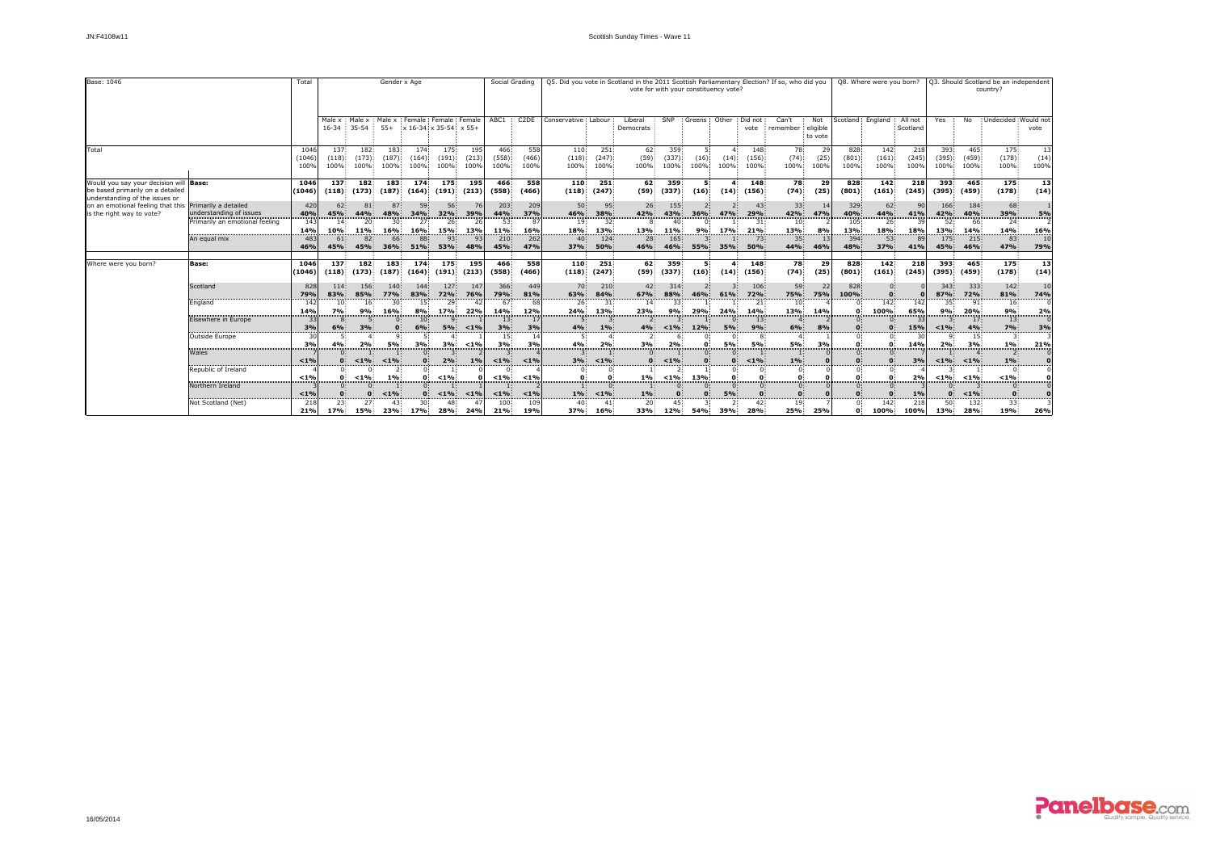| Base: 1046 | | Total | Gender x Age | | | | | | Social Grading | | Q5. Did you vote in Scotland in the 2011 Scottish Parliamentary Election? If so, who did you vote for with your constituency vote? | | | | | | | | | Q8. Where were you born? | | | Q3. Should Scotland be an independent country? | | | |
|---|---|---|---|---|---|---|---|---|---|---|---|---|---|---|---|---|---|---|---|---|---|---|---|---|---|---|
| | | | Male x 16-34 | Male x 35-54 | Male x 55+ | Female x 16-34 | Female x 35-54 | Female x 55+ | ABC1 | C2DE | Conservative | Labour | Liberal Democrats | SNP | Greens | Other | Did not vote | Can't remember | Not eligible to vote | Scotland | England | All not Scotland | Yes | No | Undecided | Would not vote |
| Total | | 1046 (1046) 100% | 137 (118) 100% | 182 (173) 100% | 183 (187) 100% | 174 (164) 100% | 175 (191) 100% | 195 (213) 100% | 466 (558) 100% | 558 (466) 100% | 110 (118) 100% | 251 (247) 100% | 62 (59) 100% | 359 (337) 100% | 5 (16) 100% | 4 (14) 100% | 148 (156) 100% | 78 (74) 100% | 29 (25) 100% | 828 (801) 100% | 142 (161) 100% | 218 (245) 100% | 393 (395) 100% | 465 (459) 100% | 175 (178) 100% | 13 (14) 100% |
| Would you say your decision will be based primarily on a detailed understanding of the issues or on an emotional feeling that this is the right way to vote? | **Base:** | **1046 (1046)** | **137 (118)** | **182 (173)** | **183 (187)** | **174 (164)** | **175 (191)** | **195 (213)** | **466 (558)** | **558 (466)** | **110 (118)** | **251 (247)** | **62 (59)** | **359 (337)** | **5 (16)** | **4 (14)** | **148 (156)** | **78 (74)** | **29 (25)** | **828 (801)** | **142 (161)** | **218 (245)** | **393 (395)** | **465 (459)** | **175 (178)** | **13 (14)** |
| | Primarily a detailed understanding of issues | 420 **40%** | 62 **45%** | 81 **44%** | 87 **48%** | 59 **34%** | 56 **32%** | 76 **39%** | 203 **44%** | 209 **37%** | 50 **46%** | 95 **38%** | 26 **42%** | 155 **43%** | 2 **36%** | 2 **47%** | 43 **29%** | 33 **42%** | 14 **47%** | 329 **40%** | 62 **44%** | 90 **41%** | 166 **42%** | 184 **40%** | 68 **39%** | 1 **5%** |
| | Primarily an emotional feeling | 143 **14%** | 14 **10%** | 20 **11%** | 30 **16%** | 27 **16%** | 26 **15%** | 26 **13%** | 53 **11%** | 87 **16%** | 19 **18%** | 32 **13%** | 8 **13%** | 40 **11%** | 0 **9%** | 1 **17%** | 31 **21%** | 10 **13%** | 2 **8%** | 105 **13%** | 26 **18%** | 39 **18%** | 52 **13%** | 66 **14%** | 24 **14%** | 2 **16%** |
| | An equal mix | 483 **46%** | 61 **45%** | 82 **45%** | 66 **36%** | 88 **51%** | 93 **53%** | 93 **48%** | 210 **45%** | 262 **47%** | 40 **37%** | 124 **50%** | 28 **46%** | 165 **46%** | 3 **55%** | 1 **35%** | 73 **50%** | 35 **44%** | 13 **46%** | 394 **48%** | 53 **37%** | 89 **41%** | 175 **45%** | 215 **46%** | 83 **47%** | 10 **79%** |
| Where were you born? | **Base:** | **1046 (1046)** | **137 (118)** | **182 (173)** | **183 (187)** | **174 (164)** | **175 (191)** | **195 (213)** | **466 (558)** | **558 (466)** | **110 (118)** | **251 (247)** | **62 (59)** | **359 (337)** | **5 (16)** | **4 (14)** | **148 (156)** | **78 (74)** | **29 (25)** | **828 (801)** | **142 (161)** | **218 (245)** | **393 (395)** | **465 (459)** | **175 (178)** | **13 (14)** |
| | Scotland | 828 **79%** | 114 **83%** | 156 **85%** | 140 **77%** | 144 **83%** | 127 **72%** | 147 **76%** | 366 **79%** | 449 **81%** | 70 **63%** | 210 **84%** | 42 **67%** | 314 **88%** | 2 **46%** | 3 **61%** | 106 **72%** | 59 **75%** | 22 **75%** | 828 **100%** | 0 **0** | 0 **0** | 343 **87%** | 333 **72%** | 142 **81%** | 10 **74%** |
| | England | 142 **14%** | 10 **7%** | 16 **9%** | 30 **16%** | 15 **8%** | 29 **17%** | 42 **22%** | 67 **14%** | 68 **12%** | 26 **24%** | 31 **13%** | 14 **23%** | 33 **9%** | 1 **29%** | 1 **24%** | 21 **14%** | 10 **13%** | 4 **14%** | 0 **0** | 142 **100%** | 142 **65%** | 35 **9%** | 91 **20%** | 16 **9%** | 0 **2%** |
| | Elsewhere in Europe | 33 **3%** | 8 **6%** | 5 **3%** | 0 **0** | 10 **6%** | 9 **5%** | 1 **<1%** | 13 **3%** | 17 **3%** | 5 **4%** | 3 **1%** | 2 **4%** | 3 **<1%** | 1 **12%** | 0 **5%** | 13 **9%** | 4 **6%** | 2 **8%** | 0 **0** | 0 **0** | 33 **15%** | 3 **<1%** | 17 **4%** | 13 **7%** | 0 **3%** |
| | Outside Europe | 30 **3%** | 5 **4%** | 4 **2%** | 9 **5%** | 5 **3%** | 4 **3%** | 1 **<1%** | 15 **3%** | 14 **3%** | 5 **4%** | 4 **2%** | 2 **3%** | 6 **2%** | 0 **0** | 0 **5%** | 8 **5%** | 4 **5%** | 1 **3%** | 0 **0** | 0 **0** | 30 **14%** | 9 **2%** | 15 **3%** | 3 **1%** | 3 **21%** |
| | Wales | 7 **<1%** | 0 **0** | 1 **<1%** | 1 **<1%** | 0 **0** | 3 **2%** | 2 **1%** | 3 **<1%** | 4 **<1%** | 3 **3%** | 1 **<1%** | 0 **0** | 1 **<1%** | 0 **0** | 0 **0** | 1 **<1%** | 1 **1%** | 0 **0** | 0 **0** | 0 **0** | 7 **3%** | 1 **<1%** | 4 **<1%** | 2 **1%** | 0 **0** |
| | Republic of Ireland | 4 **<1%** | 0 **0** | 0 **<1%** | 2 **1%** | 0 **0** | 1 **<1%** | 0 **0** | 0 **<1%** | 4 **<1%** | 0 **0** | 0 **0** | 1 **1%** | 2 **<1%** | 1 **13%** | 0 **0** | 0 **0** | 0 **0** | 0 **0** | 0 **0** | 0 **0** | 4 **2%** | 3 **<1%** | 1 **<1%** | 0 **<1%** | 0 **0** |
| | Northern Ireland | 3 **<1%** | 0 **0** | 0 **0** | 1 **<1%** | 0 **0** | 1 **<1%** | 1 **<1%** | 1 **<1%** | 2 **<1%** | 1 **1%** | 0 **<1%** | 1 **1%** | 0 **0** | 0 **0** | 0 **5%** | 0 **0** | 0 **0** | 0 **0** | 0 **0** | 0 **0** | 3 **1%** | 0 **0** | 3 **<1%** | 0 **0** | 0 **0** |
| | Not Scotland (Net) | 218 **21%** | 23 **17%** | 27 **15%** | 43 **23%** | 30 **17%** | 48 **28%** | 47 **24%** | 100 **21%** | 109 **19%** | 40 **37%** | 41 **16%** | 20 **33%** | 45 **12%** | 3 **54%** | 2 **39%** | 42 **28%** | 19 **25%** | 7 **25%** | 0 **0** | 142 **100%** | 218 **100%** | 50 **13%** | 132 **28%** | 33 **19%** | 3 **26%** |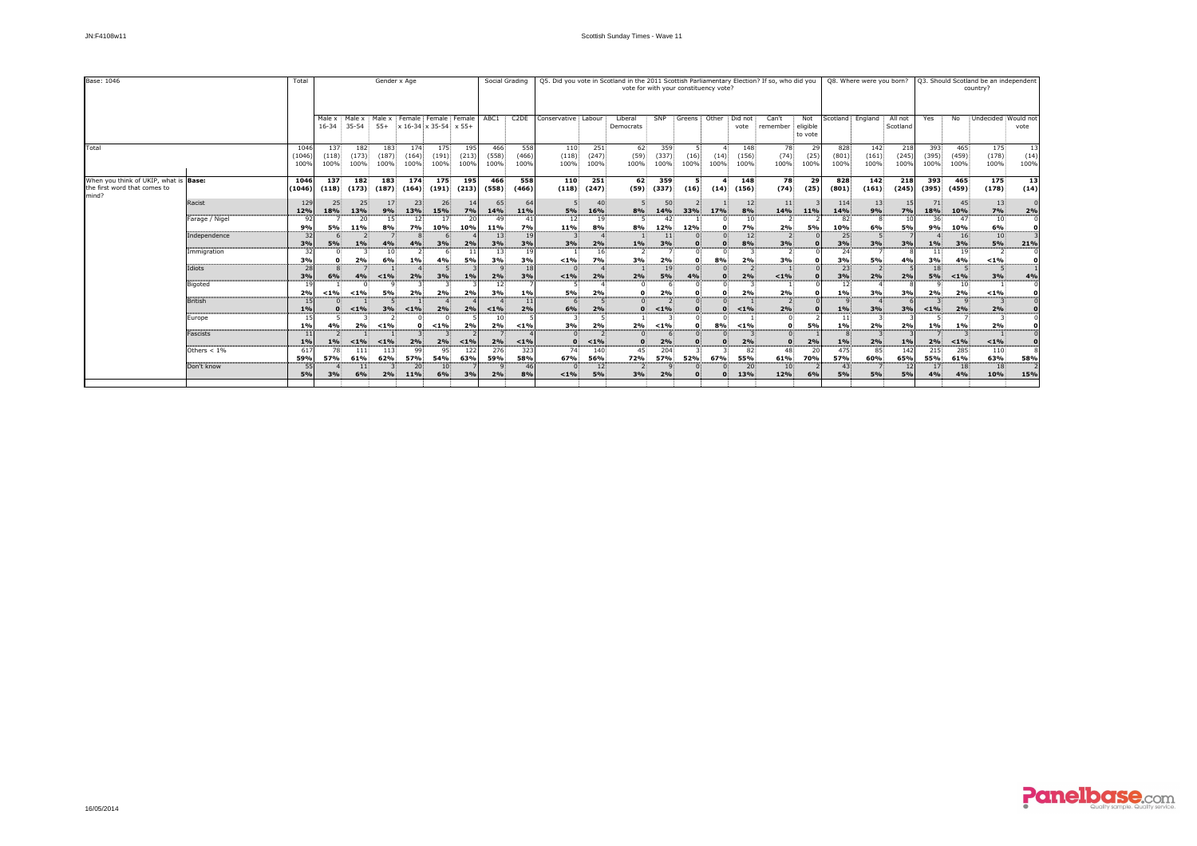| Base: 1046 | | Total | Gender x Age | | | | | | Social Grading | | Q5. Did you vote in Scotland in the 2011 Scottish Parliamentary Election? If so, who did you vote for with your constituency vote? | | | | | | | | | Q8. Where were you born? | | | Q3. Should Scotland be an independent country? | | | |
|---|---|---|---|---|---|---|---|---|---|---|---|---|---|---|---|---|---|---|---|---|---|---|---|---|---|---|
| | | | Male x 16-34 | Male x 35-54 | Male x 55+ | Female x 16-34 | Female x 35-54 | Female x 55+ | ABC1 | C2DE | Conservative | Labour | Liberal Democrats | SNP | Greens | Other | Did not vote | Can't remember | Not eligible to vote | Scotland | England | All not Scotland | Yes | No | Undecided | Would not vote |
| Total | | 1046 (1046) 100% | 137 (118) 100% | 182 (173) 100% | 183 (187) 100% | 174 (164) 100% | 175 (191) 100% | 195 (213) 100% | 466 (558) 100% | 558 (466) 100% | 110 (118) 100% | 251 (247) 100% | 62 (59) 100% | 359 (337) 100% | 5 (16) 100% | 4 (14) 100% | 148 (156) 100% | 78 (74) 100% | 29 (25) 100% | 828 (801) 100% | 142 (161) 100% | 218 (245) 100% | 393 (395) 100% | 465 (459) 100% | 175 (178) 100% | 13 (14) 100% |
| When you think of UKIP, what is the first word that comes to mind? | **Base:** | **1046 (1046)** | **137 (118)** | **182 (173)** | **183 (187)** | **174 (164)** | **175 (191)** | **195 (213)** | **466 (558)** | **558 (466)** | **110 (118)** | **251 (247)** | **62 (59)** | **359 (337)** | **5 (16)** | **4 (14)** | **148 (156)** | **78 (74)** | **29 (25)** | **828 (801)** | **142 (161)** | **218 (245)** | **393 (395)** | **465 (459)** | **175 (178)** | **13 (14)** |
| | Racist | 129 **12%** | 25 **18%** | 25 **13%** | 17 **9%** | 23 **13%** | 26 **15%** | 14 **7%** | 65 **14%** | 64 **11%** | 5 **5%** | 40 **16%** | 5 **8%** | 50 **14%** | 2 **33%** | 1 **17%** | 12 **8%** | 11 **14%** | 3 **11%** | 114 **14%** | 13 **9%** | 15 **7%** | 71 **18%** | 45 **10%** | 13 **7%** | 0 **2%** |
| | Farage / Nigel | 92 **9%** | 7 **5%** | 20 **11%** | 15 **8%** | 12 **7%** | 17 **10%** | 20 **10%** | 49 **11%** | 41 **7%** | 12 **11%** | 19 **8%** | 5 **8%** | 42 **12%** | 1 **12%** | 0 **0** | 10 **7%** | 2 **2%** | 2 **5%** | 82 **10%** | 8 **6%** | 10 **5%** | 36 **9%** | 47 **10%** | 10 **6%** | 0 **0** |
| | Independence | 32 **3%** | 6 **5%** | 2 **1%** | 7 **4%** | 8 **4%** | 6 **3%** | 4 **2%** | 13 **3%** | 19 **3%** | 3 **3%** | 4 **2%** | 1 **1%** | 11 **3%** | 0 **0** | 0 **0** | 12 **8%** | 2 **3%** | 0 **0** | 25 **3%** | 5 **3%** | 7 **3%** | 4 **1%** | 16 **3%** | 10 **5%** | 3 **21%** |
| | Immigration | 32 **3%** | 0 **0** | 3 **2%** | 10 **6%** | 2 **1%** | 6 **4%** | 11 **5%** | 13 **3%** | 19 **3%** | 1 **<1%** | 16 **7%** | 2 **3%** | 7 **2%** | 0 **0** | 0 **8%** | 3 **2%** | 2 **3%** | 0 **0** | 24 **3%** | 7 **5%** | 8 **4%** | 11 **3%** | 19 **4%** | 2 **<1%** | 0 **0** |
| | Idiots | 28 **3%** | 8 **6%** | 7 **4%** | 1 **<1%** | 4 **2%** | 5 **3%** | 3 **1%** | 9 **2%** | 18 **3%** | 0 **<1%** | 4 **2%** | 1 **2%** | 19 **5%** | 0 **4%** | 0 **0** | 2 **2%** | 1 **<1%** | 0 **0** | 23 **3%** | 2 **2%** | 5 **2%** | 18 **5%** | 5 **<1%** | 5 **3%** | 1 **4%** |
| | Bigoted | 19 **2%** | 1 **<1%** | 0 **<1%** | 9 **5%** | 3 **2%** | 3 **2%** | 3 **2%** | 12 **3%** | 7 **1%** | 5 **5%** | 4 **2%** | 0 **0** | 6 **2%** | 0 **0** | 0 **0** | 3 **2%** | 1 **2%** | 0 **0** | 12 **1%** | 4 **3%** | 8 **3%** | 9 **2%** | 10 **2%** | 1 **<1%** | 0 **0** |
| | British | 15 **1%** | 0 **0** | 1 **<1%** | 5 **3%** | 1 **<1%** | 4 **2%** | 4 **2%** | 4 **<1%** | 11 **2%** | 6 **6%** | 5 **2%** | 0 **0** | 2 **<1%** | 0 **0** | 0 **0** | 1 **<1%** | 2 **2%** | 0 **0** | 9 **1%** | 4 **3%** | 6 **3%** | 3 **<1%** | 9 **2%** | 3 **2%** | 0 **0** |
| | Europe | 15 **1%** | 5 **4%** | 3 **2%** | 2 **<1%** | 0 **0** | 0 **<1%** | 5 **2%** | 10 **2%** | 5 **<1%** | 3 **3%** | 5 **2%** | 1 **2%** | 3 **<1%** | 0 **0** | 0 **8%** | 1 **<1%** | 0 **0** | 2 **5%** | 11 **1%** | 3 **2%** | 3 **2%** | 5 **1%** | 7 **1%** | 3 **2%** | 0 **0** |
| | Fascists | 11 **1%** | 2 **1%** | 1 **<1%** | 1 **<1%** | 3 **2%** | 3 **2%** | 2 **<1%** | 7 **2%** | 4 **<1%** | 0 **0** | 2 **<1%** | 0 **0** | 6 **2%** | 0 **0** | 0 **0** | 3 **2%** | 0 **0** | 1 **2%** | 8 **1%** | 3 **2%** | 3 **1%** | 7 **2%** | 3 **<1%** | 1 **<1%** | 0 **0** |
| | Others < 1% | 617 **59%** | 78 **57%** | 111 **61%** | 113 **62%** | 99 **57%** | 95 **54%** | 122 **63%** | 276 **59%** | 323 **58%** | 74 **67%** | 140 **56%** | 45 **72%** | 204 **57%** | 3 **52%** | 3 **67%** | 82 **55%** | 48 **61%** | 20 **70%** | 475 **57%** | 85 **60%** | 142 **65%** | 215 **55%** | 285 **61%** | 110 **63%** | 8 **58%** |
| | Don't know | 55 **5%** | 4 **3%** | 11 **6%** | 3 **2%** | 20 **11%** | 10 **6%** | 7 **3%** | 9 **2%** | 46 **8%** | 0 **<1%** | 12 **5%** | 2 **3%** | 9 **2%** | 0 **0** | 0 **0** | 20 **13%** | 10 **12%** | 2 **6%** | 43 **5%** | 7 **5%** | 12 **5%** | 17 **4%** | 18 **4%** | 18 **10%** | 2 **15%** |